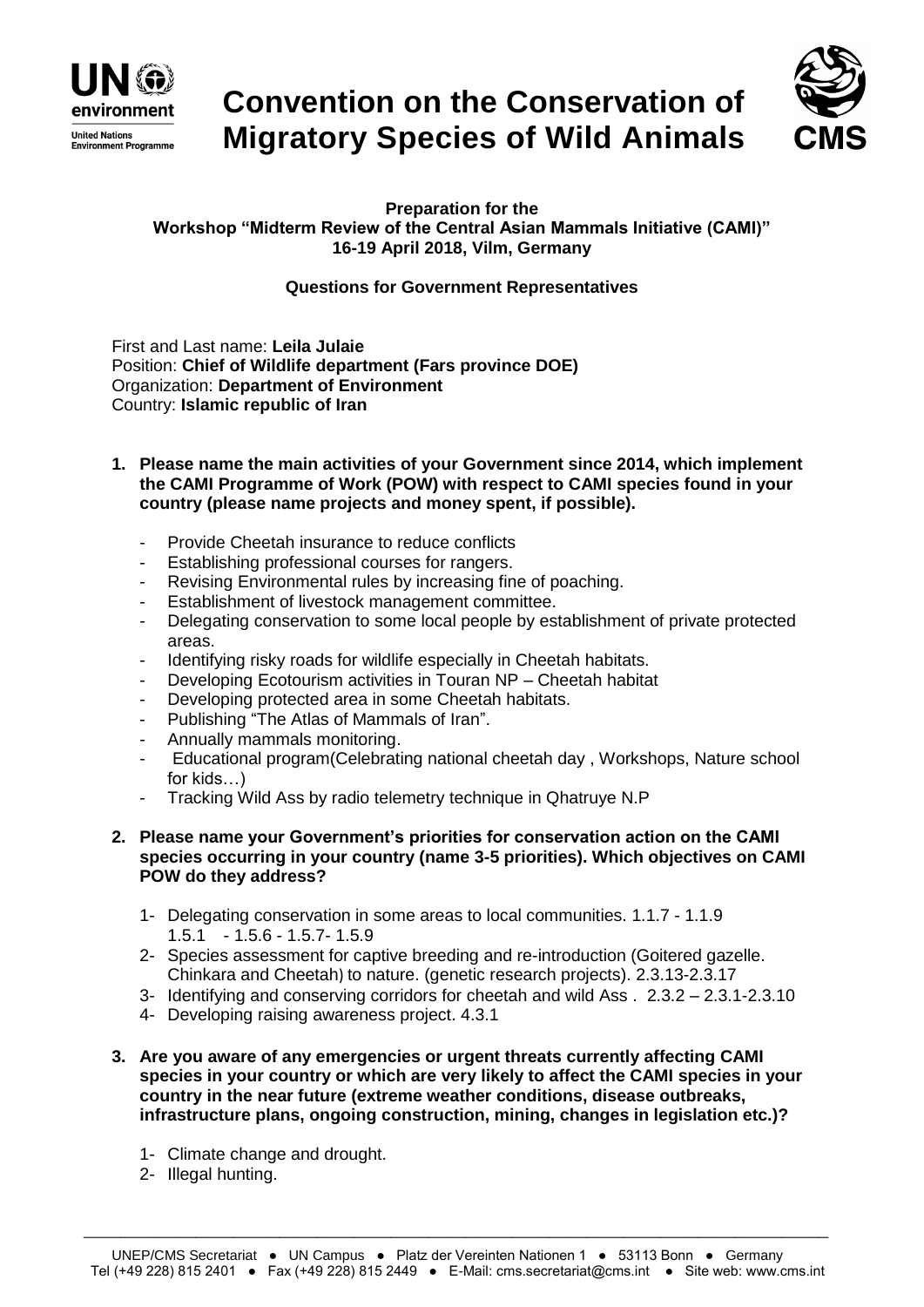# Convention on the Conservation of Migratory Species of Wild Animals

**Preparation for the**
**Workshop "Midterm Review of the Central Asian Mammals Initiative (CAMI)"**
**16-19 April 2018, Vilm, Germany**

**Questions for Government Representatives**

First and Last name: **Leila Julaie**
Position: **Chief of Wildlife department (Fars province DOE)**
Organization: **Department of Environment**
Country: **Islamic republic of Iran**

1. **Please name the main activities of your Government since 2014, which implement the CAMI Programme of Work (POW) with respect to CAMI species found in your country (please name projects and money spent, if possible).**

   - Provide Cheetah insurance to reduce conflicts
   - Establishing professional courses for rangers.
   - Revising Environmental rules by increasing fine of poaching.
   - Establishment of livestock management committee.
   - Delegating conservation to some local people by establishment of private protected areas.
   - Identifying risky roads for wildlife especially in Cheetah habitats.
   - Developing Ecotourism activities in Touran NP – Cheetah habitat
   - Developing protected area in some Cheetah habitats.
   - Publishing "The Atlas of Mammals of Iran".
   - Annually mammals monitoring.
   - Educational program(Celebrating national cheetah day , Workshops, Nature school for kids…)
   - Tracking Wild Ass by radio telemetry technique in Qhatruye N.P

2. **Please name your Government's priorities for conservation action on the CAMI species occurring in your country (name 3-5 priorities). Which objectives on CAMI POW do they address?**

   1- Delegating conservation in some areas to local communities. 1.1.7 - 1.1.9 1.5.1 - 1.5.6 - 1.5.7- 1.5.9
   2- Species assessment for captive breeding and re-introduction (Goitered gazelle. Chinkara and Cheetah) to nature. (genetic research projects). 2.3.13-2.3.17
   3- Identifying and conserving corridors for cheetah and wild Ass . 2.3.2 – 2.3.1-2.3.10
   4- Developing raising awareness project. 4.3.1

3. **Are you aware of any emergencies or urgent threats currently affecting CAMI species in your country or which are very likely to affect the CAMI species in your country in the near future (extreme weather conditions, disease outbreaks, infrastructure plans, ongoing construction, mining, changes in legislation etc.)?**

   1- Climate change and drought.
   2- Illegal hunting.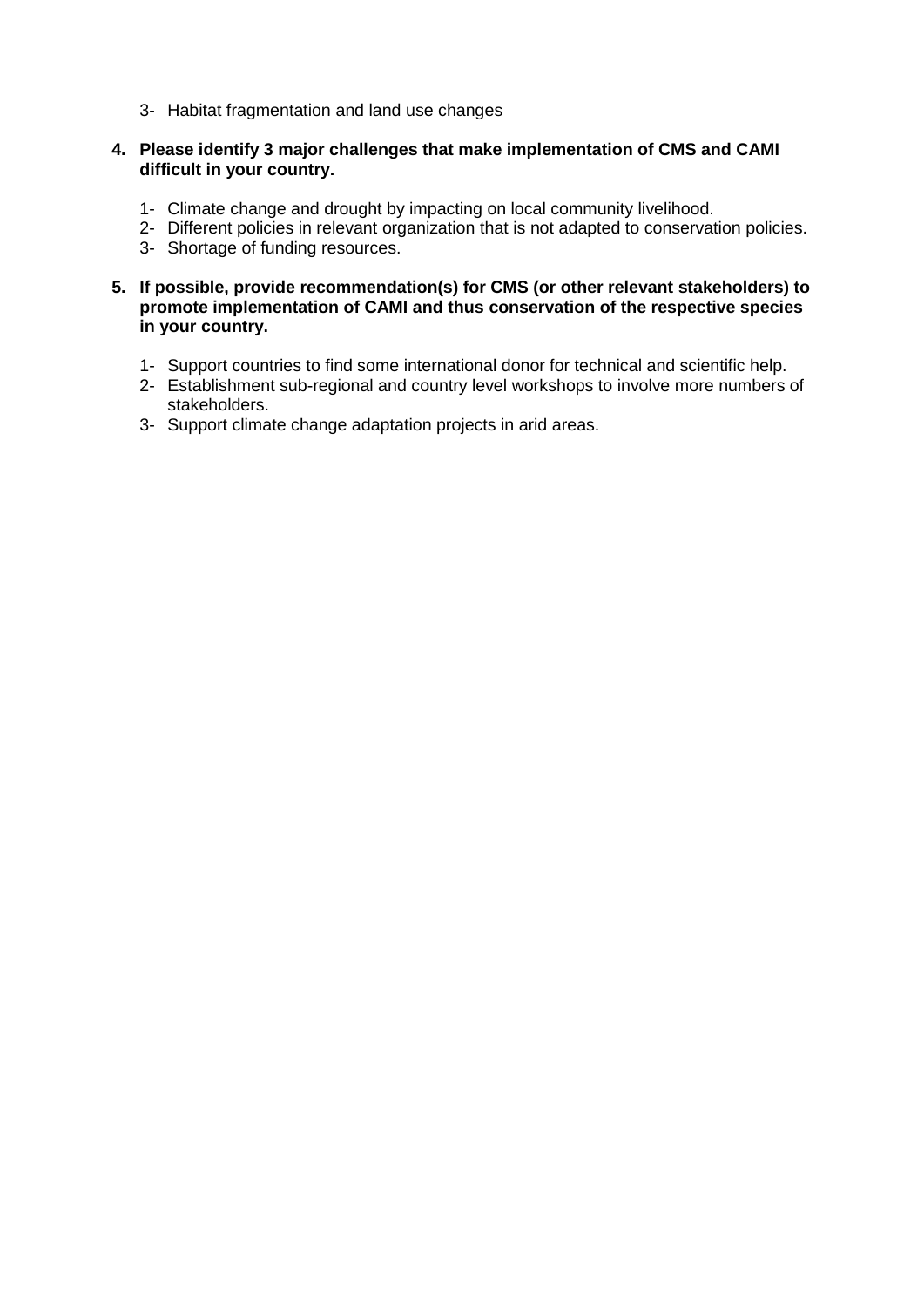3- Habitat fragmentation and land use changes

4. **Please identify 3 major challenges that make implementation of CMS and CAMI difficult in your country.**

   1- Climate change and drought by impacting on local community livelihood.
   2- Different policies in relevant organization that is not adapted to conservation policies.
   3- Shortage of funding resources.

5. **If possible, provide recommendation(s) for CMS (or other relevant stakeholders) to promote implementation of CAMI and thus conservation of the respective species in your country.**

   1- Support countries to find some international donor for technical and scientific help.
   2- Establishment sub-regional and country level workshops to involve more numbers of stakeholders.
   3- Support climate change adaptation projects in arid areas.